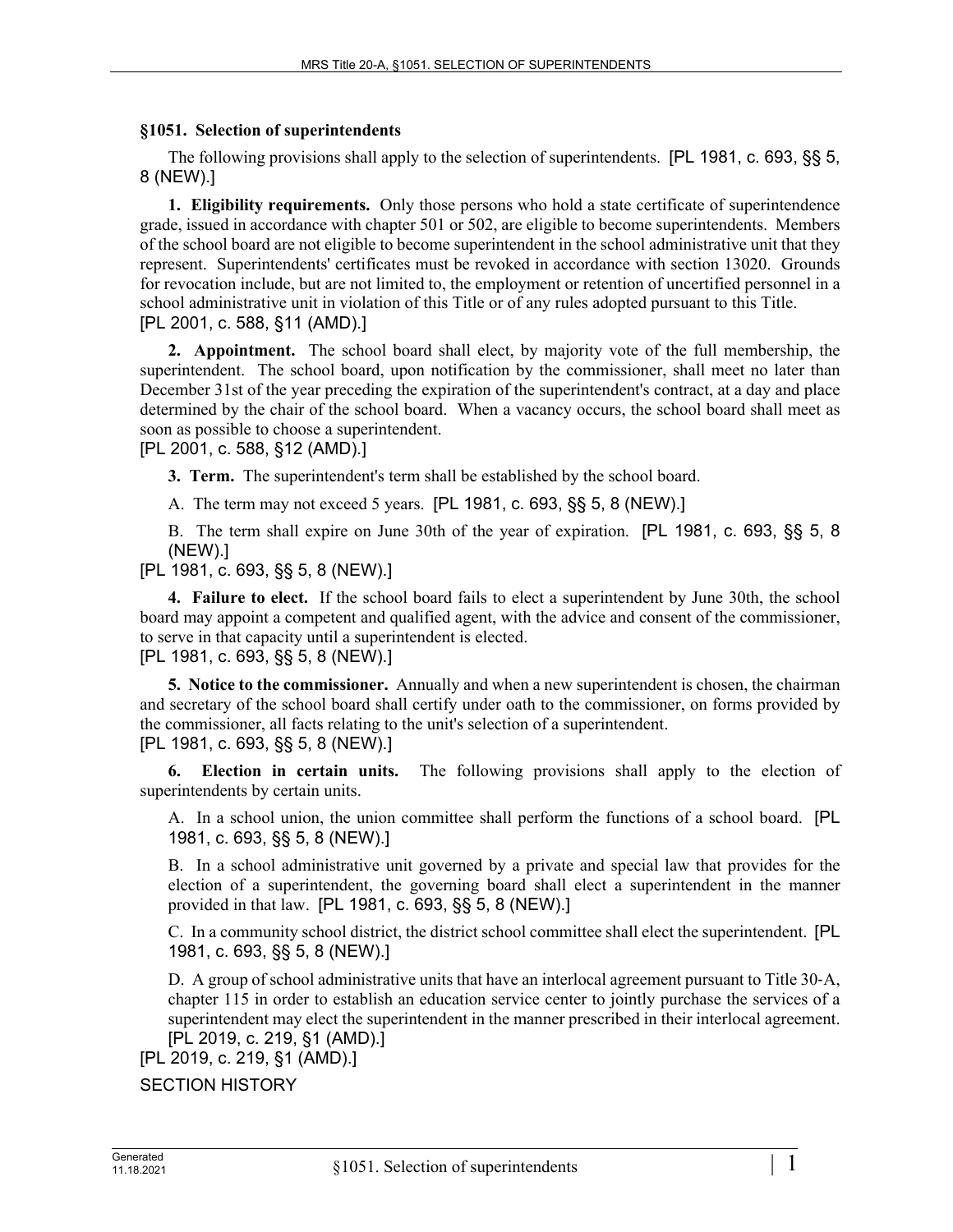### §1051. Selection of superintendents

The following provisions shall apply to the selection of superintendents. [PL 1981, c. 693, §§ 5, 8 (NEW).]

**1. Eligibility requirements.** Only those persons who hold a state certificate of superintendence grade, issued in accordance with chapter 501 or 502, are eligible to become superintendents. Members of the school board are not eligible to become superintendent in the school administrative unit that they represent. Superintendents' certificates must be revoked in accordance with section 13020. Grounds for revocation include, but are not limited to, the employment or retention of uncertified personnel in a school administrative unit in violation of this Title or of any rules adopted pursuant to this Title.
[PL 2001, c. 588, §11 (AMD).]

**2. Appointment.** The school board shall elect, by majority vote of the full membership, the superintendent. The school board, upon notification by the commissioner, shall meet no later than December 31st of the year preceding the expiration of the superintendent's contract, at a day and place determined by the chair of the school board. When a vacancy occurs, the school board shall meet as soon as possible to choose a superintendent.
[PL 2001, c. 588, §12 (AMD).]

**3. Term.** The superintendent's term shall be established by the school board.

A. The term may not exceed 5 years. [PL 1981, c. 693, §§ 5, 8 (NEW).]

B. The term shall expire on June 30th of the year of expiration. [PL 1981, c. 693, §§ 5, 8 (NEW).]

[PL 1981, c. 693, §§ 5, 8 (NEW).]

**4. Failure to elect.** If the school board fails to elect a superintendent by June 30th, the school board may appoint a competent and qualified agent, with the advice and consent of the commissioner, to serve in that capacity until a superintendent is elected.
[PL 1981, c. 693, §§ 5, 8 (NEW).]

**5. Notice to the commissioner.** Annually and when a new superintendent is chosen, the chairman and secretary of the school board shall certify under oath to the commissioner, on forms provided by the commissioner, all facts relating to the unit's selection of a superintendent.
[PL 1981, c. 693, §§ 5, 8 (NEW).]

**6. Election in certain units.** The following provisions shall apply to the election of superintendents by certain units.

A. In a school union, the union committee shall perform the functions of a school board. [PL 1981, c. 693, §§ 5, 8 (NEW).]

B. In a school administrative unit governed by a private and special law that provides for the election of a superintendent, the governing board shall elect a superintendent in the manner provided in that law. [PL 1981, c. 693, §§ 5, 8 (NEW).]

C. In a community school district, the district school committee shall elect the superintendent. [PL 1981, c. 693, §§ 5, 8 (NEW).]

D. A group of school administrative units that have an interlocal agreement pursuant to Title 30-A, chapter 115 in order to establish an education service center to jointly purchase the services of a superintendent may elect the superintendent in the manner prescribed in their interlocal agreement. [PL 2019, c. 219, §1 (AMD).]

[PL 2019, c. 219, §1 (AMD).]

SECTION HISTORY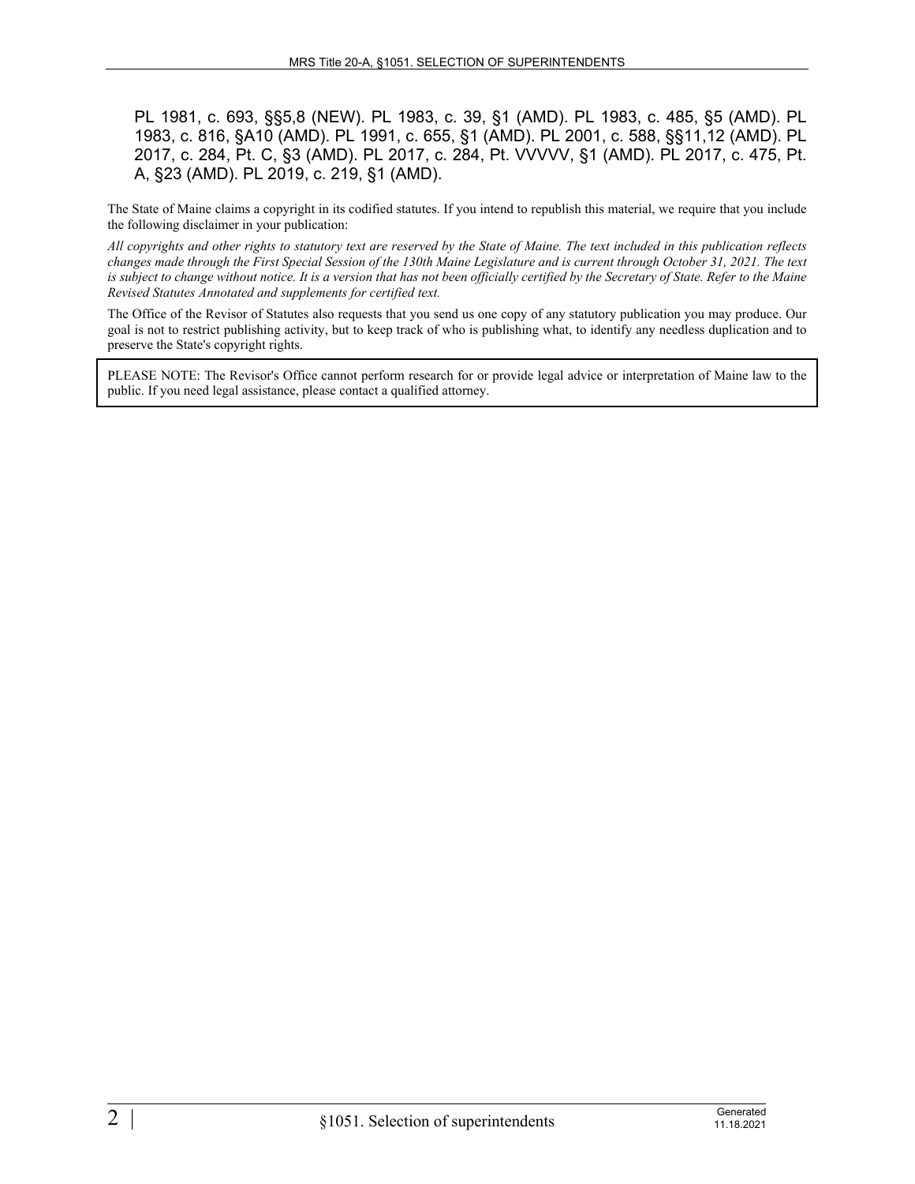PL 1981, c. 693, §§5,8 (NEW). PL 1983, c. 39, §1 (AMD). PL 1983, c. 485, §5 (AMD). PL 1983, c. 816, §A10 (AMD). PL 1991, c. 655, §1 (AMD). PL 2001, c. 588, §§11,12 (AMD). PL 2017, c. 284, Pt. C, §3 (AMD). PL 2017, c. 284, Pt. VVVVV, §1 (AMD). PL 2017, c. 475, Pt. A, §23 (AMD). PL 2019, c. 219, §1 (AMD).

The State of Maine claims a copyright in its codified statutes. If you intend to republish this material, we require that you include the following disclaimer in your publication:

*All copyrights and other rights to statutory text are reserved by the State of Maine. The text included in this publication reflects changes made through the First Special Session of the 130th Maine Legislature and is current through October 31, 2021. The text is subject to change without notice. It is a version that has not been officially certified by the Secretary of State. Refer to the Maine Revised Statutes Annotated and supplements for certified text.*

The Office of the Revisor of Statutes also requests that you send us one copy of any statutory publication you may produce. Our goal is not to restrict publishing activity, but to keep track of who is publishing what, to identify any needless duplication and to preserve the State's copyright rights.

PLEASE NOTE: The Revisor's Office cannot perform research for or provide legal advice or interpretation of Maine law to the public. If you need legal assistance, please contact a qualified attorney.